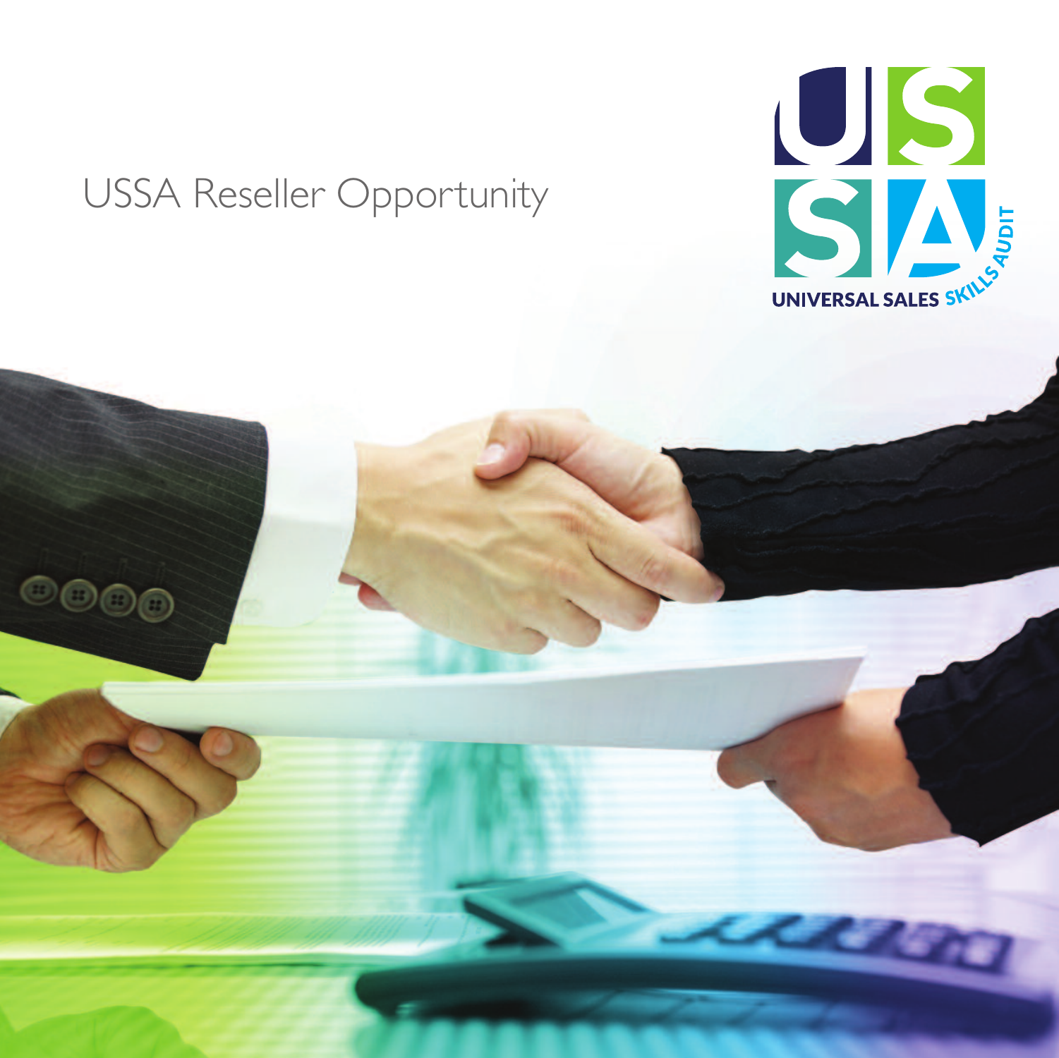# USSA Reseller Opportunity

USSA

UNIVERSAL SALES SKILLS AUDIT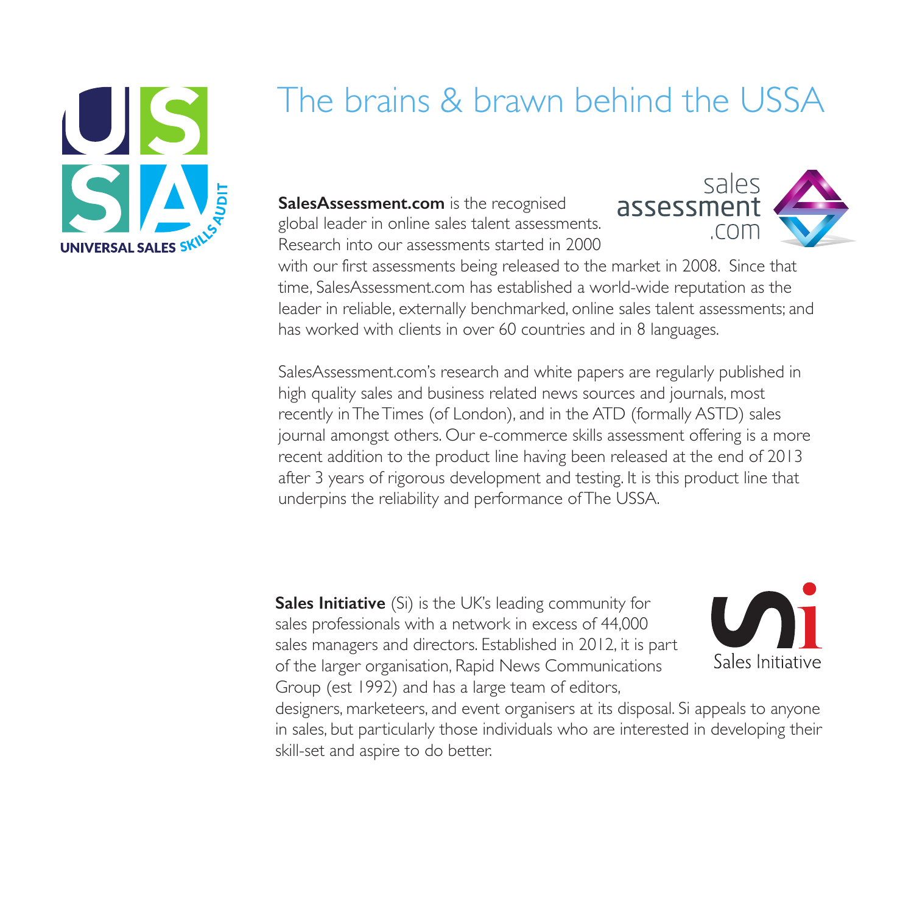# The brains & brawn behind the USSA

**SalesAssessment.com** is the recognised global leader in online sales talent assessments. Research into our assessments started in 2000 with our first assessments being released to the market in 2008. Since that time, SalesAssessment.com has established a world-wide reputation as the leader in reliable, externally benchmarked, online sales talent assessments; and has worked with clients in over 60 countries and in 8 languages.

SalesAssessment.com's research and white papers are regularly published in high quality sales and business related news sources and journals, most recently in The Times (of London), and in the ATD (formally ASTD) sales journal amongst others. Our e-commerce skills assessment offering is a more recent addition to the product line having been released at the end of 2013 after 3 years of rigorous development and testing. It is this product line that underpins the reliability and performance of The USSA.

**Sales Initiative** (Si) is the UK's leading community for sales professionals with a network in excess of 44,000 sales managers and directors. Established in 2012, it is part of the larger organisation, Rapid News Communications Group (est 1992) and has a large team of editors, designers, marketeers, and event organisers at its disposal. Si appeals to anyone in sales, but particularly those individuals who are interested in developing their skill-set and aspire to do better.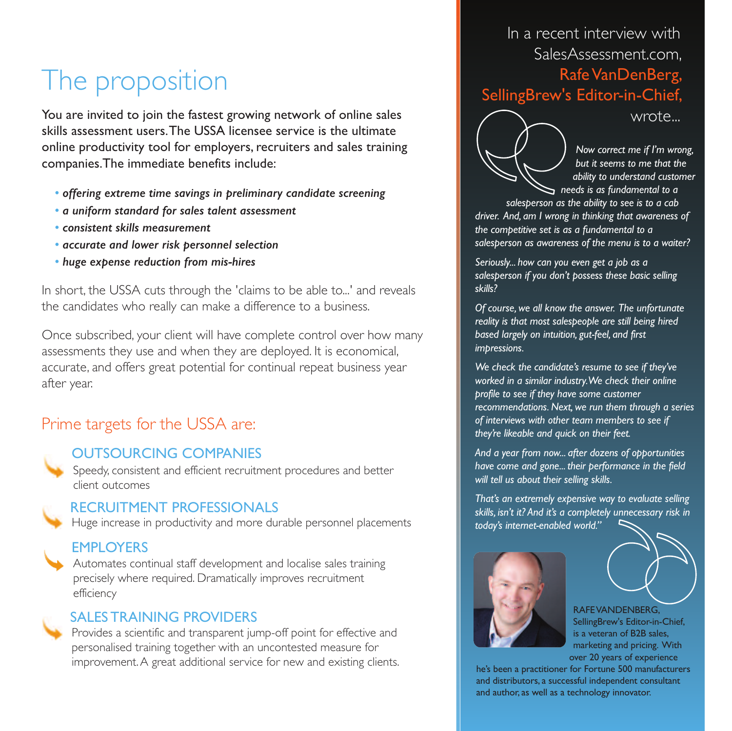# The proposition

You are invited to join the fastest growing network of online sales skills assessment users. The USSA licensee service is the ultimate online productivity tool for employers, recruiters and sales training companies. The immediate benefits include:

- *offering extreme time savings in preliminary candidate screening*
- *a uniform standard for sales talent assessment*
- *consistent skills measurement*
- *accurate and lower risk personnel selection*
- *huge expense reduction from mis-hires*

In short, the USSA cuts through the 'claims to be able to...' and reveals the candidates who really can make a difference to a business.

Once subscribed, your client will have complete control over how many assessments they use and when they are deployed. It is economical, accurate, and offers great potential for continual repeat business year after year.

## Prime targets for the USSA are:

### OUTSOURCING COMPANIES

Speedy, consistent and efficient recruitment procedures and better client outcomes

### RECRUITMENT PROFESSIONALS

Huge increase in productivity and more durable personnel placements

### EMPLOYERS

Automates continual staff development and localise sales training precisely where required. Dramatically improves recruitment efficiency

### SALES TRAINING PROVIDERS

Provides a scientific and transparent jump-off point for effective and personalised training together with an uncontested measure for improvement. A great additional service for new and existing clients.

In a recent interview with SalesAssessment.com, **Rafe VanDenBerg, SellingBrew's Editor-in-Chief,** wrote...

*"Now correct me if I'm wrong, but it seems to me that the ability to understand customer needs is as fundamental to a salesperson as the ability to see is to a cab driver. And, am I wrong in thinking that awareness of the competitive set is as a fundamental to a salesperson as awareness of the menu is to a waiter?*

*Seriously... how can you even get a job as a salesperson if you don't possess these basic selling skills?*

*Of course, we all know the answer. The unfortunate reality is that most salespeople are still being hired based largely on intuition, gut-feel, and first impressions.*

*We check the candidate's resume to see if they've worked in a similar industry. We check their online profile to see if they have some customer recommendations. Next, we run them through a series of interviews with other team members to see if they're likeable and quick on their feet.*

*And a year from now... after dozens of opportunities have come and gone... their performance in the field will tell us about their selling skills.*

*That's an extremely expensive way to evaluate selling skills, isn't it? And it's a completely unnecessary risk in today's internet-enabled world."*

RAFE VANDENBERG, SellingBrew's Editor-in-Chief, is a veteran of B2B sales, marketing and pricing. With over 20 years of experience he's been a practitioner for Fortune 500 manufacturers and distributors, a successful independent consultant and author, as well as a technology innovator.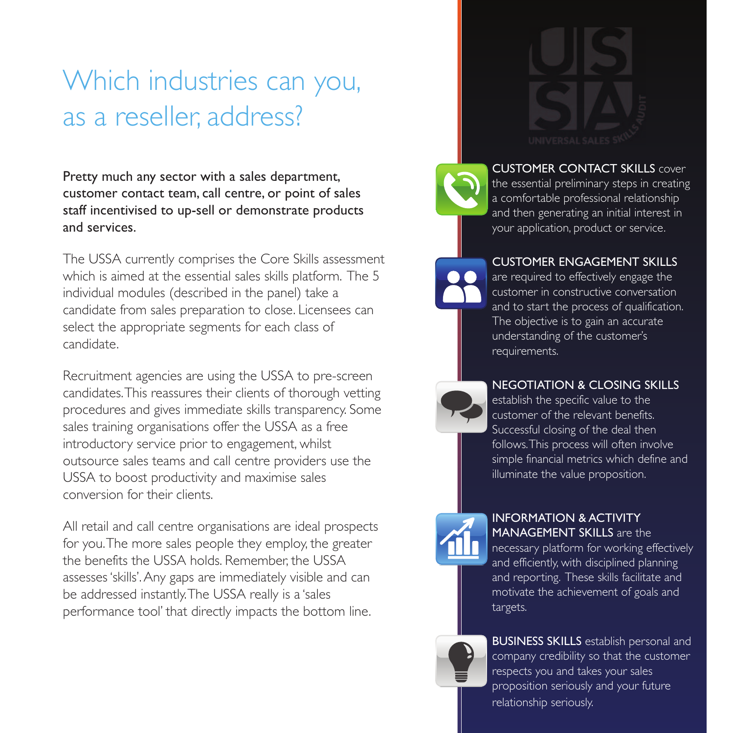# Which industries can you, as a reseller, address?

**Pretty much any sector with a sales department, customer contact team, call centre, or point of sales staff incentivised to up-sell or demonstrate products and services.**

The USSA currently comprises the Core Skills assessment which is aimed at the essential sales skills platform. The 5 individual modules (described in the panel) take a candidate from sales preparation to close. Licensees can select the appropriate segments for each class of candidate.

Recruitment agencies are using the USSA to pre-screen candidates. This reassures their clients of thorough vetting procedures and gives immediate skills transparency. Some sales training organisations offer the USSA as a free introductory service prior to engagement, whilst outsource sales teams and call centre providers use the USSA to boost productivity and maximise sales conversion for their clients.

All retail and call centre organisations are ideal prospects for you. The more sales people they employ, the greater the benefits the USSA holds. Remember, the USSA assesses 'skills'. Any gaps are immediately visible and can be addressed instantly. The USSA really is a 'sales performance tool' that directly impacts the bottom line.

USSA UNIVERSAL SALES SKILLS AUDIT

**CUSTOMER CONTACT SKILLS** cover the essential preliminary steps in creating a comfortable professional relationship and then generating an initial interest in your application, product or service.

**CUSTOMER ENGAGEMENT SKILLS** are required to effectively engage the customer in constructive conversation and to start the process of qualification. The objective is to gain an accurate understanding of the customer's requirements.

**NEGOTIATION & CLOSING SKILLS** establish the specific value to the customer of the relevant benefits. Successful closing of the deal then follows. This process will often involve simple financial metrics which define and illuminate the value proposition.

**INFORMATION & ACTIVITY MANAGEMENT SKILLS** are the necessary platform for working effectively and efficiently, with disciplined planning and reporting. These skills facilitate and motivate the achievement of goals and targets.

**BUSINESS SKILLS** establish personal and company credibility so that the customer respects you and takes your sales proposition seriously and your future relationship seriously.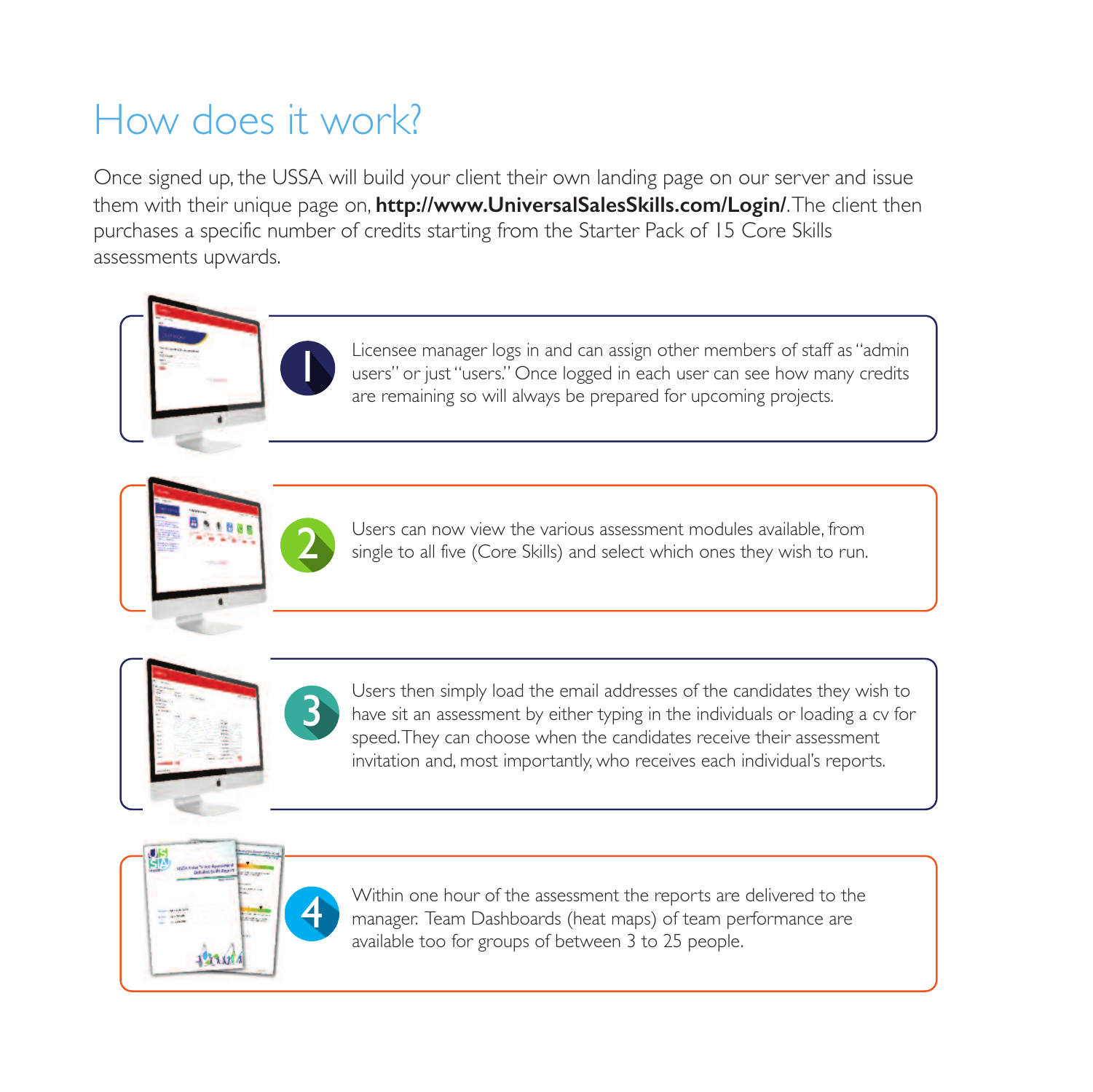# How does it work?

Once signed up, the USSA will build your client their own landing page on our server and issue them with their unique page on, **http://www.UniversalSalesSkills.com/Login/**. The client then purchases a specific number of credits starting from the Starter Pack of 15 Core Skills assessments upwards.

1. Licensee manager logs in and can assign other members of staff as "admin users" or just "users." Once logged in each user can see how many credits are remaining so will always be prepared for upcoming projects.

2. Users can now view the various assessment modules available, from single to all five (Core Skills) and select which ones they wish to run.

3. Users then simply load the email addresses of the candidates they wish to have sit an assessment by either typing in the individuals or loading a cv for speed. They can choose when the candidates receive their assessment invitation and, most importantly, who receives each individual's reports.

4. Within one hour of the assessment the reports are delivered to the manager. Team Dashboards (heat maps) of team performance are available too for groups of between 3 to 25 people.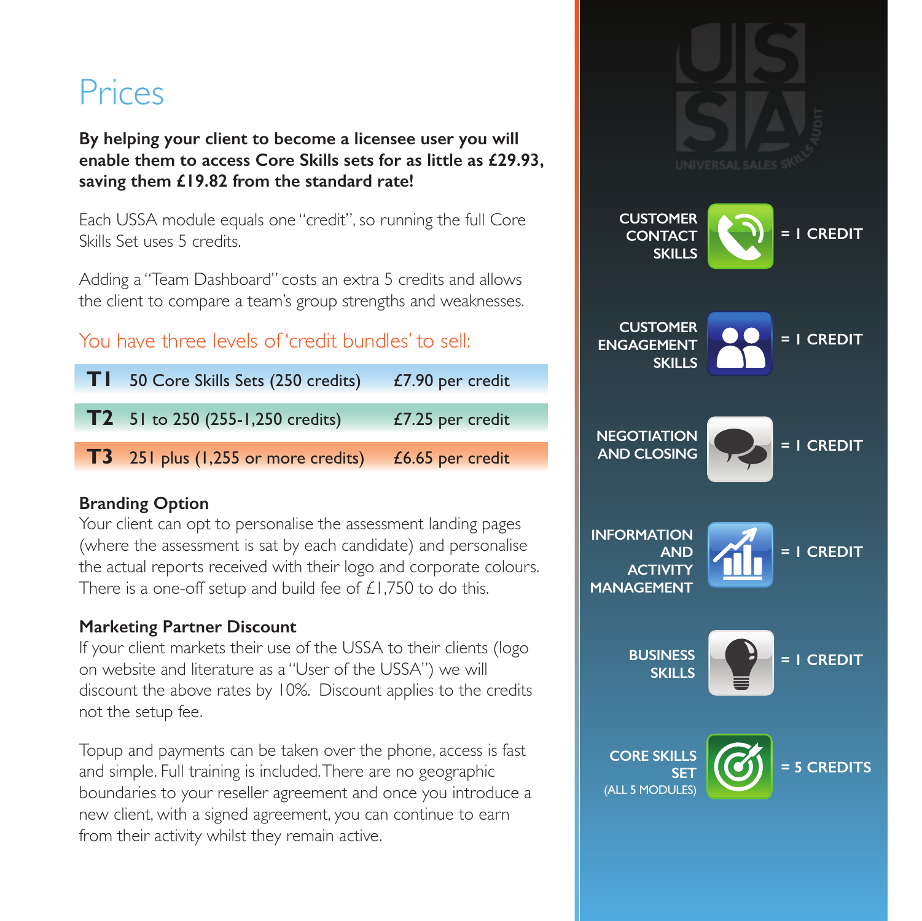# Prices

**By helping your client to become a licensee user you will enable them to access Core Skills sets for as little as £29.93, saving them £19.82 from the standard rate!**

Each USSA module equals one "credit", so running the full Core Skills Set uses 5 credits.

Adding a "Team Dashboard" costs an extra 5 credits and allows the client to compare a team's group strengths and weaknesses.

## You have three levels of 'credit bundles' to sell:

| Tier | Bundle | Price |
|---|---|---|
| **T1** | 50 Core Skills Sets (250 credits) | £7.90 per credit |
| **T2** | 51 to 250 (255-1,250 credits) | £7.25 per credit |
| **T3** | 251 plus (1,255 or more credits) | £6.65 per credit |

### Branding Option

Your client can opt to personalise the assessment landing pages (where the assessment is sat by each candidate) and personalise the actual reports received with their logo and corporate colours. There is a one-off setup and build fee of £1,750 to do this.

### Marketing Partner Discount

If your client markets their use of the USSA to their clients (logo on website and literature as a "User of the USSA") we will discount the above rates by 10%. Discount applies to the credits not the setup fee.

Topup and payments can be taken over the phone, access is fast and simple. Full training is included. There are no geographic boundaries to your reseller agreement and once you introduce a new client, with a signed agreement, you can continue to earn from their activity whilst they remain active.

USSA – UNIVERSAL SALES SKILLS AUDIT

- CUSTOMER CONTACT SKILLS = 1 CREDIT
- CUSTOMER ENGAGEMENT SKILLS = 1 CREDIT
- NEGOTIATION AND CLOSING = 1 CREDIT
- INFORMATION AND ACTIVITY MANAGEMENT = 1 CREDIT
- BUSINESS SKILLS = 1 CREDIT
- CORE SKILLS SET (ALL 5 MODULES) = 5 CREDITS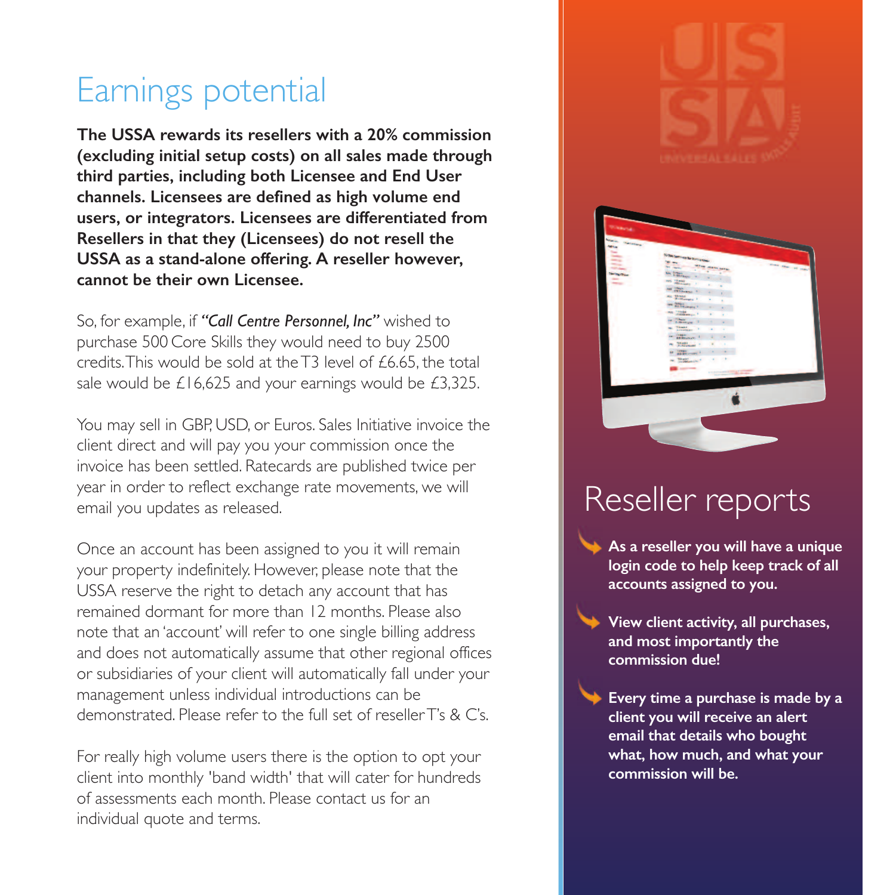# Earnings potential

**The USSA rewards its resellers with a 20% commission (excluding initial setup costs) on all sales made through third parties, including both Licensee and End User channels. Licensees are defined as high volume end users, or integrators. Licensees are differentiated from Resellers in that they (Licensees) do not resell the USSA as a stand-alone offering. A reseller however, cannot be their own Licensee.**

So, for example, if ***"Call Centre Personnel, Inc"*** wished to purchase 500 Core Skills they would need to buy 2500 credits. This would be sold at the T3 level of £6.65, the total sale would be £16,625 and your earnings would be £3,325.

You may sell in GBP, USD, or Euros. Sales Initiative invoice the client direct and will pay you your commission once the invoice has been settled. Ratecards are published twice per year in order to reflect exchange rate movements, we will email you updates as released.

Once an account has been assigned to you it will remain your property indefinitely. However, please note that the USSA reserve the right to detach any account that has remained dormant for more than 12 months. Please also note that an 'account' will refer to one single billing address and does not automatically assume that other regional offices or subsidiaries of your client will automatically fall under your management unless individual introductions can be demonstrated. Please refer to the full set of reseller T's & C's.

For really high volume users there is the option to opt your client into monthly 'band width' that will cater for hundreds of assessments each month. Please contact us for an individual quote and terms.

# Reseller reports

- **As a reseller you will have a unique login code to help keep track of all accounts assigned to you.**
- **View client activity, all purchases, and most importantly the commission due!**
- **Every time a purchase is made by a client you will receive an alert email that details who bought what, how much, and what your commission will be.**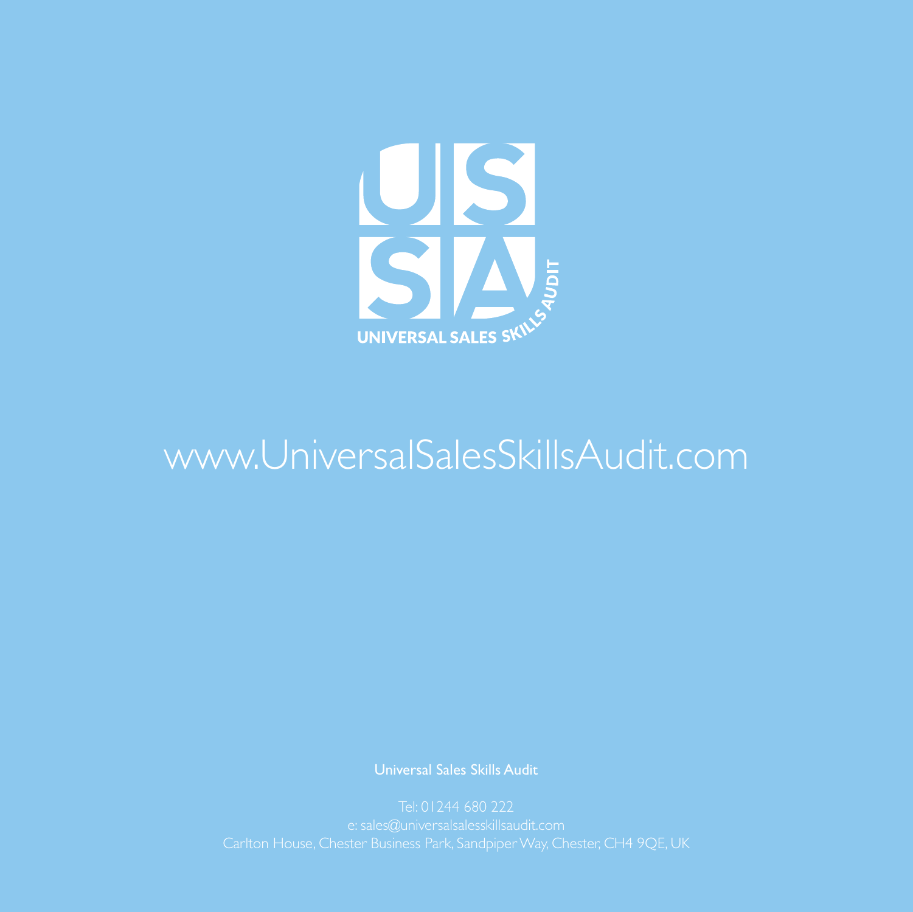UNIVERSAL SALES SKILLS AUDIT

www.UniversalSalesSkillsAudit.com

Universal Sales Skills Audit

Tel: 01244 680 222
e: sales@universalsalesskillsaudit.com
Carlton House, Chester Business Park, Sandpiper Way, Chester, CH4 9QE, UK